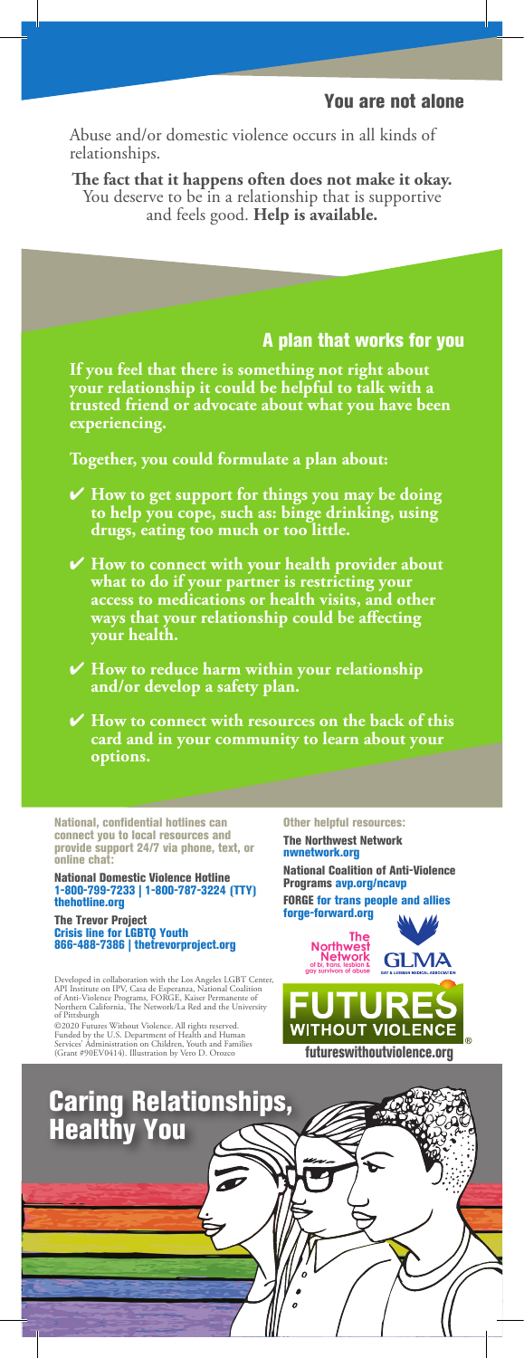## You are not alone

Abuse and/or domestic violence occurs in all kinds of relationships.

**The fact that it happens often does not make it okay.** You deserve to be in a relationship that is supportive and feels good. **Help is available.**

## A plan that works for you

**If you feel that there is something not right about your relationship it could be helpful to talk with a trusted friend or advocate about what you have been experiencing.**

**Together, you could formulate a plan about:**

- ✔ **How to get support for things you may be doing to help you cope, such as: binge drinking, using drugs, eating too much or too little.**
- ✔ **How to connect with your health provider about what to do if your partner is restricting your access to medications or health visits, and other ways that your relationship could be affecting your health.**
- ✔ **How to reduce harm within your relationship and/or develop a safety plan.**
- ✔ **How to connect with resources on the back of this card and in your community to learn about your options.**

**National, confidential hotlines can connect you to local resources and provide support 24/7 via phone, text, or online chat:**

**National Domestic Violence Hotline**
**1-800-799-7233 | 1-800-787-3224 (TTY)**
**thehotline.org**

**The Trevor Project**
**Crisis line for LGBTQ Youth**
**866-488-7386 | thetrevorproject.org**

Developed in collaboration with the Los Angeles LGBT Center, API Institute on IPV, Casa de Esperanza, National Coalition of Anti-Violence Programs, FORGE, Kaiser Permanente of Northern California, The Network/La Red and the University of Pittsburgh

©2020 Futures Without Violence. All rights reserved. Funded by the U.S. Department of Health and Human Services' Administration on Children, Youth and Families (Grant #90EV0414). Illustration by Vero D. Orozco

**Other helpful resources:**

**The Northwest Network**
**nwnetwork.org**

**National Coalition of Anti-Violence Programs avp.org/ncavp**

**FORGE for trans people and allies**
**forge-forward.org**

The Northwest Network of bi, trans, lesbian & gay survivors of abuse

GLMA Gay & Lesbian Medical Association

FUTURES WITHOUT VIOLENCE®

**futureswithoutviolence.org**

# Caring Relationships, Healthy You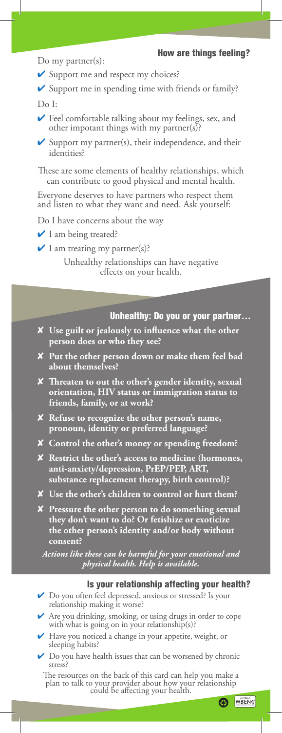## How are things feeling?

Do my partner(s):

- ✔ Support me and respect my choices?
- ✔ Support me in spending time with friends or family?

Do I:

- ✔ Feel comfortable talking about my feelings, sex, and other impotant things with my partner(s)?
- ✔ Support my partner(s), their independence, and their identities?

These are some elements of healthy relationships, which can contribute to good physical and mental health.

Everyone deserves to have partners who respect them and listen to what they want and need. Ask yourself:

Do I have concerns about the way

- ✔ I am being treated?
- ✔ I am treating my partner(s)?

Unhealthy relationships can have negative effects on your health.

## Unhealthy: Do you or your partner…

- ✘ **Use guilt or jealously to influence what the other person does or who they see?**
- ✘ **Put the other person down or make them feel bad about themselves?**
- ✘ **Threaten to out the other's gender identity, sexual orientation, HIV status or immigration status to friends, family, or at work?**
- ✘ **Refuse to recognize the other person's name, pronoun, identity or preferred language?**
- ✘ **Control the other's money or spending freedom?**
- ✘ **Restrict the other's access to medicine (hormones, anti-anxiety/depression, PrEP/PEP, ART, substance replacement therapy, birth control)?**
- ✘ **Use the other's children to control or hurt them?**
- ✘ **Pressure the other person to do something sexual they don't want to do? Or fetishize or exoticize the other person's identity and/or body without consent?**

***Actions like these can be harmful for your emotional and physical health. Help is available.***

## Is your relationship affecting your health?

- ✔ Do you often feel depressed, anxious or stressed? Is your relationship making it worse?
- ✔ Are you drinking, smoking, or using drugs in order to cope with what is going on in your relationship(s)?
- ✔ Have you noticed a change in your appetite, weight, or sleeping habits?
- ✔ Do you have health issues that can be worsened by chronic stress?

The resources on the back of this card can help you make a plan to talk to your provider about how your relationship could be affecting your health.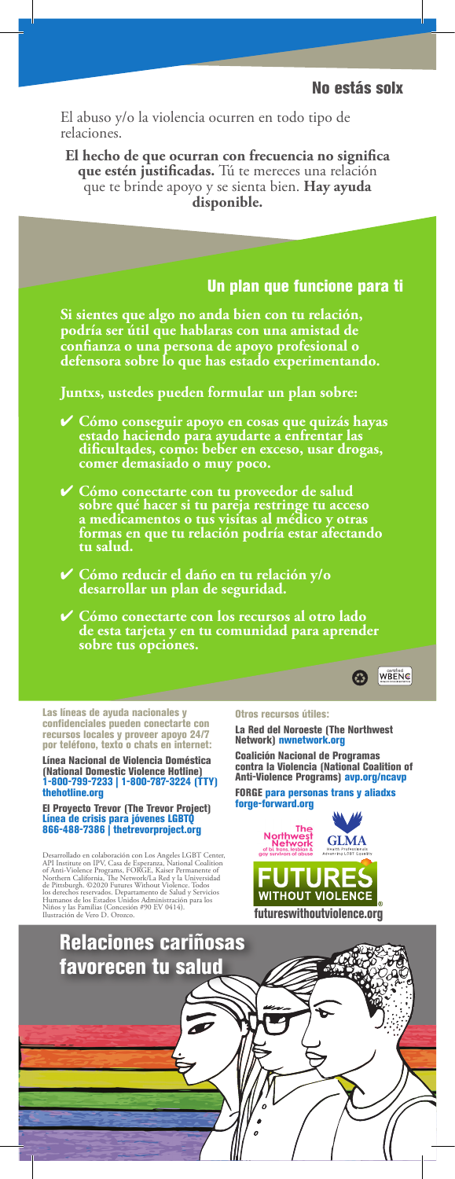## No estás solx

El abuso y/o la violencia ocurren en todo tipo de relaciones.

**El hecho de que ocurran con frecuencia no significa que estén justificadas.** Tú te mereces una relación que te brinde apoyo y se sienta bien. **Hay ayuda disponible.**

## Un plan que funcione para ti

**Si sientes que algo no anda bien con tu relación, podría ser útil que hablaras con una amistad de confianza o una persona de apoyo profesional o defensora sobre lo que has estado experimentando.**

**Juntxs, ustedes pueden formular un plan sobre:**

- ✔ **Cómo conseguir apoyo en cosas que quizás hayas estado haciendo para ayudarte a enfrentar las dificultades, como: beber en exceso, usar drogas, comer demasiado o muy poco.**
- ✔ **Cómo conectarte con tu proveedor de salud sobre qué hacer si tu pareja restringe tu acceso a medicamentos o tus visitas al médico y otras formas en que tu relación podría estar afectando tu salud.**
- ✔ **Cómo reducir el daño en tu relación y/o desarrollar un plan de seguridad.**
- ✔ **Cómo conectarte con los recursos al otro lado de esta tarjeta y en tu comunidad para aprender sobre tus opciones.**

**Las líneas de ayuda nacionales y confidenciales pueden conectarte con recursos locales y proveer apoyo 24/7 por teléfono, texto o chats en internet:**

**Línea Nacional de Violencia Doméstica (National Domestic Violence Hotline)**
**1-800-799-7233 | 1-800-787-3224 (TTY)**
**thehotline.org**

**El Proyecto Trevor (The Trevor Project)**
**Línea de crisis para jóvenes LGBTQ**
**866-488-7386 | thetrevorproject.org**

Desarrollado en colaboración con Los Angeles LGBT Center, API Institute on IPV, Casa de Esperanza, National Coalition of Anti-Violence Programs, FORGE, Kaiser Permanente of Northern California, The Network/La Red y la Universidad de Pittsburgh. ©2020 Futures Without Violence. Todos los derechos reservados. Departamento de Salud y Servicios Humanos de los Estados Unidos Administración para los Niños y las Familias (Concesión #90 EV 0414). Ilustración de Vero D. Orozco.

**Otros recursos útiles:**

**La Red del Noroeste (The Northwest Network) nwnetwork.org**

**Coalición Nacional de Programas contra la Violencia (National Coalition of Anti-Violence Programs) avp.org/ncavp**

**FORGE para personas trans y aliadxs forge-forward.org**

The Northwest Network of bi, trans, lesbian & gay survivors of abuse

GLMA Health Professionals Advancing LGBT Equality

FUTURES WITHOUT VIOLENCE®

**futureswithoutviolence.org**

## Relaciones cariñosas favorecen tu salud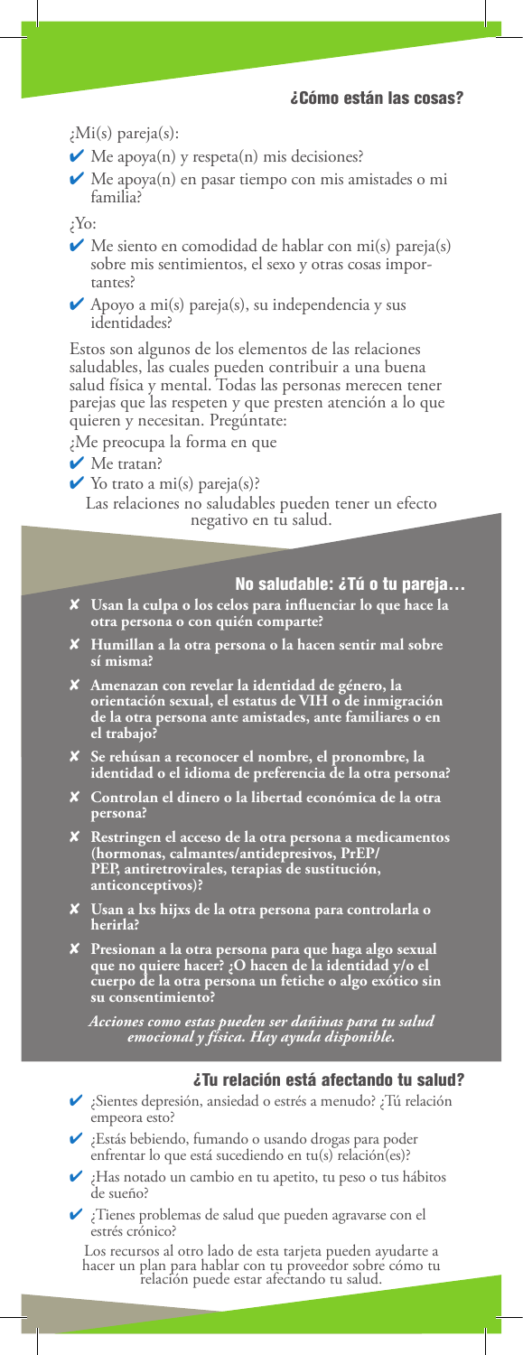## ¿Cómo están las cosas?

¿Mi(s) pareja(s):

- ✔ Me apoya(n) y respeta(n) mis decisiones?
- ✔ Me apoya(n) en pasar tiempo con mis amistades o mi familia?

¿Yo:

- ✔ Me siento en comodidad de hablar con mi(s) pareja(s) sobre mis sentimientos, el sexo y otras cosas importantes?
- ✔ Apoyo a mi(s) pareja(s), su independencia y sus identidades?

Estos son algunos de los elementos de las relaciones saludables, las cuales pueden contribuir a una buena salud física y mental. Todas las personas merecen tener parejas que las respeten y que presten atención a lo que quieren y necesitan. Pregúntate:

¿Me preocupa la forma en que

- ✔ Me tratan?
- ✔ Yo trato a mi(s) pareja(s)?

Las relaciones no saludables pueden tener un efecto negativo en tu salud.

## No saludable: ¿Tú o tu pareja…

- ✘ **Usan la culpa o los celos para influenciar lo que hace la otra persona o con quién comparte?**
- ✘ **Humillan a la otra persona o la hacen sentir mal sobre sí misma?**
- ✘ **Amenazan con revelar la identidad de género, la orientación sexual, el estatus de VIH o de inmigración de la otra persona ante amistades, ante familiares o en el trabajo?**
- ✘ **Se rehúsan a reconocer el nombre, el pronombre, la identidad o el idioma de preferencia de la otra persona?**
- ✘ **Controlan el dinero o la libertad económica de la otra persona?**
- ✘ **Restringen el acceso de la otra persona a medicamentos (hormonas, calmantes/antidepresivos, PrEP/PEP, antiretrovirales, terapias de sustitución, anticonceptivos)?**
- ✘ **Usan a lxs hijxs de la otra persona para controlarla o herirla?**
- ✘ **Presionan a la otra persona para que haga algo sexual que no quiere hacer? ¿O hacen de la identidad y/o el cuerpo de la otra persona un fetiche o algo exótico sin su consentimiento?**

***Acciones como estas pueden ser dañinas para tu salud emocional y física. Hay ayuda disponible.***

## ¿Tu relación está afectando tu salud?

- ✔ ¿Sientes depresión, ansiedad o estrés a menudo? ¿Tú relación empeora esto?
- ✔ ¿Estás bebiendo, fumando o usando drogas para poder enfrentar lo que está sucediendo en tu(s) relación(es)?
- ✔ ¿Has notado un cambio en tu apetito, tu peso o tus hábitos de sueño?
- ✔ ¿Tienes problemas de salud que pueden agravarse con el estrés crónico?

Los recursos al otro lado de esta tarjeta pueden ayudarte a hacer un plan para hablar con tu proveedor sobre cómo tu relación puede estar afectando tu salud.